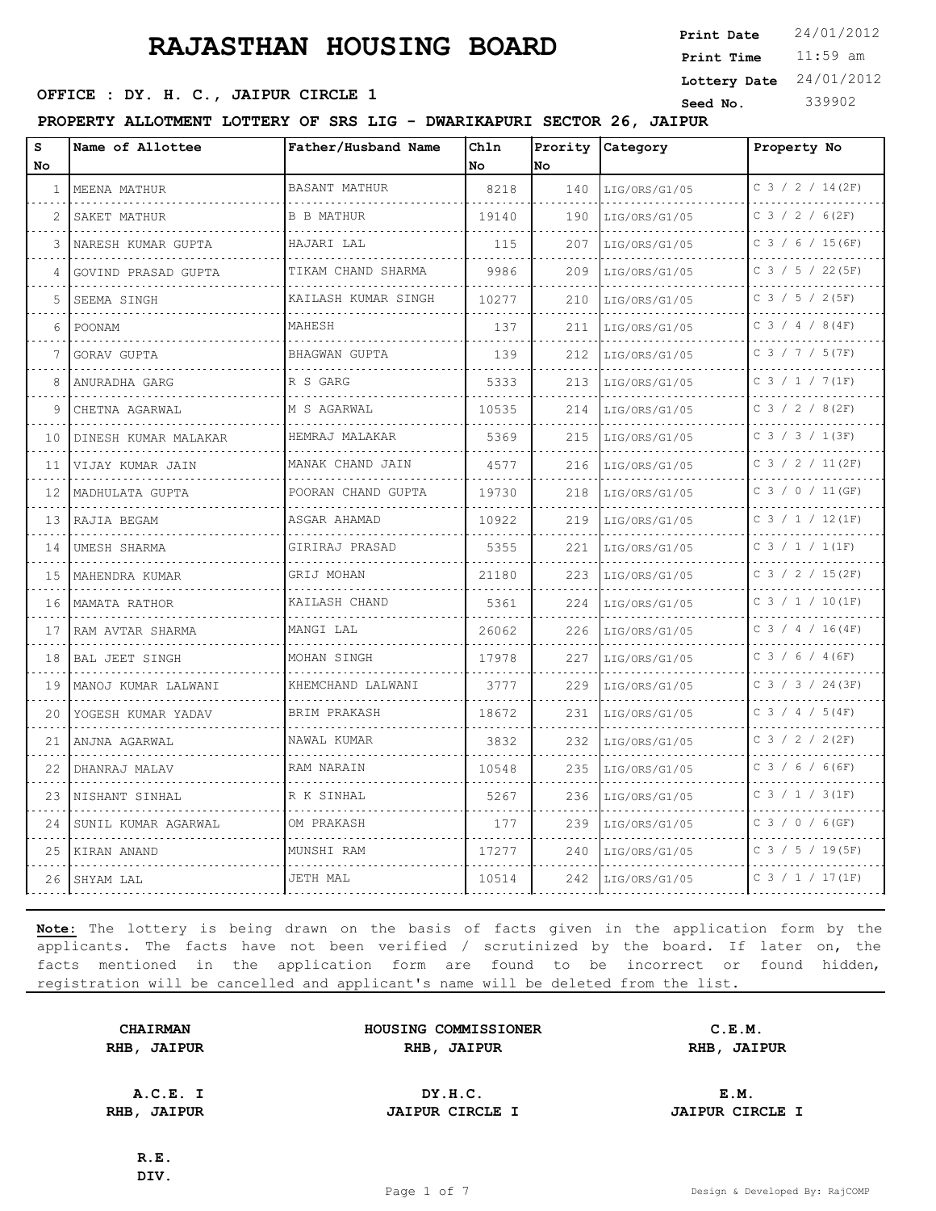# RAJASTHAN HOUSING BOARD

**Print Date** 24/01/2012
**Print Time** 11:59 am
**Lottery Date** 24/01/2012
**Seed No.** 339902

**OFFICE : DY. H. C., JAIPUR CIRCLE 1**

**PROPERTY ALLOTMENT LOTTERY OF SRS LIG - DWARIKAPURI SECTOR 26, JAIPUR**

| S No | Name of Allottee | Father/Husband Name | Chln No | Prority No | Category | Property No |
|---|---|---|---|---|---|---|
| 1 | MEENA MATHUR | BASANT MATHUR | 8218 | 140 | LIG/ORS/G1/05 | C 3 / 2 / 14(2F) |
| 2 | SAKET MATHUR | B B MATHUR | 19140 | 190 | LIG/ORS/G1/05 | C 3 / 2 / 6(2F) |
| 3 | NARESH KUMAR GUPTA | HAJARI LAL | 115 | 207 | LIG/ORS/G1/05 | C 3 / 6 / 15(6F) |
| 4 | GOVIND PRASAD GUPTA | TIKAM CHAND SHARMA | 9986 | 209 | LIG/ORS/G1/05 | C 3 / 5 / 22(5F) |
| 5 | SEEMA SINGH | KAILASH KUMAR SINGH | 10277 | 210 | LIG/ORS/G1/05 | C 3 / 5 / 2(5F) |
| 6 | POONAM | MAHESH | 137 | 211 | LIG/ORS/G1/05 | C 3 / 4 / 8(4F) |
| 7 | GORAV GUPTA | BHAGWAN GUPTA | 139 | 212 | LIG/ORS/G1/05 | C 3 / 7 / 5(7F) |
| 8 | ANURADHA GARG | R S GARG | 5333 | 213 | LIG/ORS/G1/05 | C 3 / 1 / 7(1F) |
| 9 | CHETNA AGARWAL | M S AGARWAL | 10535 | 214 | LIG/ORS/G1/05 | C 3 / 2 / 8(2F) |
| 10 | DINESH KUMAR MALAKAR | HEMRAJ MALAKAR | 5369 | 215 | LIG/ORS/G1/05 | C 3 / 3 / 1(3F) |
| 11 | VIJAY KUMAR JAIN | MANAK CHAND JAIN | 4577 | 216 | LIG/ORS/G1/05 | C 3 / 2 / 11(2F) |
| 12 | MADHULATA GUPTA | POORAN CHAND GUPTA | 19730 | 218 | LIG/ORS/G1/05 | C 3 / 0 / 11(GF) |
| 13 | RAJIA BEGAM | ASGAR AHAMAD | 10922 | 219 | LIG/ORS/G1/05 | C 3 / 1 / 12(1F) |
| 14 | UMESH SHARMA | GIRIRAJ PRASAD | 5355 | 221 | LIG/ORS/G1/05 | C 3 / 1 / 1(1F) |
| 15 | MAHENDRA KUMAR | GRIJ MOHAN | 21180 | 223 | LIG/ORS/G1/05 | C 3 / 2 / 15(2F) |
| 16 | MAMATA RATHOR | KAILASH CHAND | 5361 | 224 | LIG/ORS/G1/05 | C 3 / 1 / 10(1F) |
| 17 | RAM AVTAR SHARMA | MANGI LAL | 26062 | 226 | LIG/ORS/G1/05 | C 3 / 4 / 16(4F) |
| 18 | BAL JEET SINGH | MOHAN SINGH | 17978 | 227 | LIG/ORS/G1/05 | C 3 / 6 / 4(6F) |
| 19 | MANOJ KUMAR LALWANI | KHEMCHAND LALWANI | 3777 | 229 | LIG/ORS/G1/05 | C 3 / 3 / 24(3F) |
| 20 | YOGESH KUMAR YADAV | BRIM PRAKASH | 18672 | 231 | LIG/ORS/G1/05 | C 3 / 4 / 5(4F) |
| 21 | ANJNA AGARWAL | NAWAL KUMAR | 3832 | 232 | LIG/ORS/G1/05 | C 3 / 2 / 2(2F) |
| 22 | DHANRAJ MALAV | RAM NARAIN | 10548 | 235 | LIG/ORS/G1/05 | C 3 / 6 / 6(6F) |
| 23 | NISHANT SINHAL | R K SINHAL | 5267 | 236 | LIG/ORS/G1/05 | C 3 / 1 / 3(1F) |
| 24 | SUNIL KUMAR AGARWAL | OM PRAKASH | 177 | 239 | LIG/ORS/G1/05 | C 3 / 0 / 6(GF) |
| 25 | KIRAN ANAND | MUNSHI RAM | 17277 | 240 | LIG/ORS/G1/05 | C 3 / 5 / 19(5F) |
| 26 | SHYAM LAL | JETH MAL | 10514 | 242 | LIG/ORS/G1/05 | C 3 / 1 / 17(1F) |

**Note:** The lottery is being drawn on the basis of facts given in the application form by the applicants. The facts have not been verified / scrutinized by the board. If later on, the facts mentioned in the application form are found to be incorrect or found hidden, registration will be cancelled and applicant's name will be deleted from the list.

| | | |
|---|---|---|
| **CHAIRMAN**<br>**RHB, JAIPUR** | **HOUSING COMMISSIONER**<br>**RHB, JAIPUR** | **C.E.M.**<br>**RHB, JAIPUR** |
| **A.C.E. I**<br>**RHB, JAIPUR** | **DY.H.C.**<br>**JAIPUR CIRCLE I** | **E.M.**<br>**JAIPUR CIRCLE I** |
| **R.E.**<br>**DIV.** | | |

Design & Developed By: RajCOMP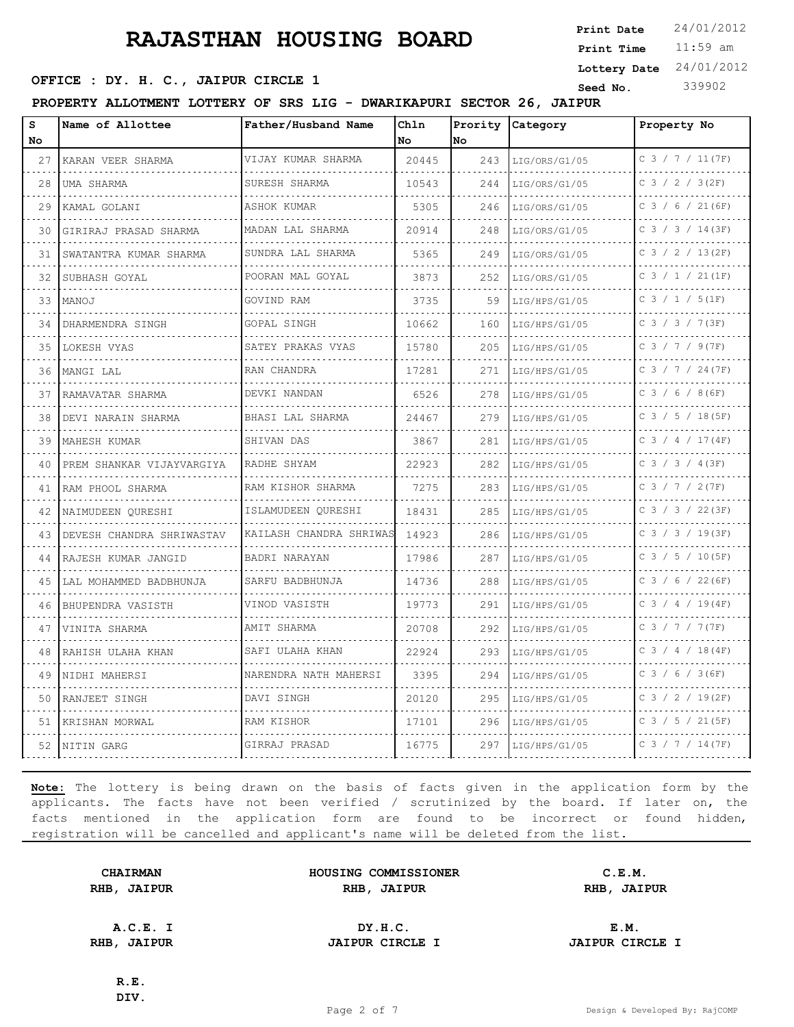# RAJASTHAN HOUSING BOARD

**Print Date** 24/01/2012
**Print Time** 11:59 am
**Lottery Date** 24/01/2012
**Seed No.** 339902

**OFFICE : DY. H. C., JAIPUR CIRCLE 1**

**PROPERTY ALLOTMENT LOTTERY OF SRS LIG - DWARIKAPURI SECTOR 26, JAIPUR**

| S No | Name of Allottee | Father/Husband Name | Chln No | Prority No | Category | Property No |
|---|---|---|---|---|---|---|
| 27 | KARAN VEER SHARMA | VIJAY KUMAR SHARMA | 20445 | 243 | LIG/ORS/G1/05 | C 3 / 7 / 11(7F) |
| 28 | UMA SHARMA | SURESH SHARMA | 10543 | 244 | LIG/ORS/G1/05 | C 3 / 2 / 3(2F) |
| 29 | KAMAL GOLANI | ASHOK KUMAR | 5305 | 246 | LIG/ORS/G1/05 | C 3 / 6 / 21(6F) |
| 30 | GIRIRAJ PRASAD SHARMA | MADAN LAL SHARMA | 20914 | 248 | LIG/ORS/G1/05 | C 3 / 3 / 14(3F) |
| 31 | SWATANTRA KUMAR SHARMA | SUNDRA LAL SHARMA | 5365 | 249 | LIG/ORS/G1/05 | C 3 / 2 / 13(2F) |
| 32 | SUBHASH GOYAL | POORAN MAL GOYAL | 3873 | 252 | LIG/ORS/G1/05 | C 3 / 1 / 21(1F) |
| 33 | MANOJ | GOVIND RAM | 3735 | 59 | LIG/HPS/G1/05 | C 3 / 1 / 5(1F) |
| 34 | DHARMENDRA SINGH | GOPAL SINGH | 10662 | 160 | LIG/HPS/G1/05 | C 3 / 3 / 7(3F) |
| 35 | LOKESH VYAS | SATEY PRAKAS VYAS | 15780 | 205 | LIG/HPS/G1/05 | C 3 / 7 / 9(7F) |
| 36 | MANGI LAL | RAN CHANDRA | 17281 | 271 | LIG/HPS/G1/05 | C 3 / 7 / 24(7F) |
| 37 | RAMAVATAR SHARMA | DEVKI NANDAN | 6526 | 278 | LIG/HPS/G1/05 | C 3 / 6 / 8(6F) |
| 38 | DEVI NARAIN SHARMA | BHASI LAL SHARMA | 24467 | 279 | LIG/HPS/G1/05 | C 3 / 5 / 18(5F) |
| 39 | MAHESH KUMAR | SHIVAN DAS | 3867 | 281 | LIG/HPS/G1/05 | C 3 / 4 / 17(4F) |
| 40 | PREM SHANKAR VIJAYVARGIYA | RADHE SHYAM | 22923 | 282 | LIG/HPS/G1/05 | C 3 / 3 / 4(3F) |
| 41 | RAM PHOOL SHARMA | RAM KISHOR SHARMA | 7275 | 283 | LIG/HPS/G1/05 | C 3 / 7 / 2(7F) |
| 42 | NAIMUDEEN QURESHI | ISLAMUDEEN QURESHI | 18431 | 285 | LIG/HPS/G1/05 | C 3 / 3 / 22(3F) |
| 43 | DEVESH CHANDRA SHRIWASTAV | KAILASH CHANDRA SHRIWAS | 14923 | 286 | LIG/HPS/G1/05 | C 3 / 3 / 19(3F) |
| 44 | RAJESH KUMAR JANGID | BADRI NARAYAN | 17986 | 287 | LIG/HPS/G1/05 | C 3 / 5 / 10(5F) |
| 45 | LAL MOHAMMED BADBHUNJA | SARFU BADBHUNJA | 14736 | 288 | LIG/HPS/G1/05 | C 3 / 6 / 22(6F) |
| 46 | BHUPENDRA VASISTH | VINOD VASISTH | 19773 | 291 | LIG/HPS/G1/05 | C 3 / 4 / 19(4F) |
| 47 | VINITA SHARMA | AMIT SHARMA | 20708 | 292 | LIG/HPS/G1/05 | C 3 / 7 / 7(7F) |
| 48 | RAHISH ULAHA KHAN | SAFI ULAHA KHAN | 22924 | 293 | LIG/HPS/G1/05 | C 3 / 4 / 18(4F) |
| 49 | NIDHI MAHERSI | NARENDRA NATH MAHERSI | 3395 | 294 | LIG/HPS/G1/05 | C 3 / 6 / 3(6F) |
| 50 | RANJEET SINGH | DAVI SINGH | 20120 | 295 | LIG/HPS/G1/05 | C 3 / 2 / 19(2F) |
| 51 | KRISHAN MORWAL | RAM KISHOR | 17101 | 296 | LIG/HPS/G1/05 | C 3 / 5 / 21(5F) |
| 52 | NITIN GARG | GIRRAJ PRASAD | 16775 | 297 | LIG/HPS/G1/05 | C 3 / 7 / 14(7F) |

**Note:** The lottery is being drawn on the basis of facts given in the application form by the applicants. The facts have not been verified / scrutinized by the board. If later on, the facts mentioned in the application form are found to be incorrect or found hidden, registration will be cancelled and applicant's name will be deleted from the list.

**CHAIRMAN**
**RHB, JAIPUR**

**HOUSING COMMISSIONER**
**RHB, JAIPUR**

**C.E.M.**
**RHB, JAIPUR**

**A.C.E. I**
**RHB, JAIPUR**

**DY.H.C.**
**JAIPUR CIRCLE I**

**E.M.**
**JAIPUR CIRCLE I**

**R.E.**
**DIV.**

Design & Developed By: RajCOMP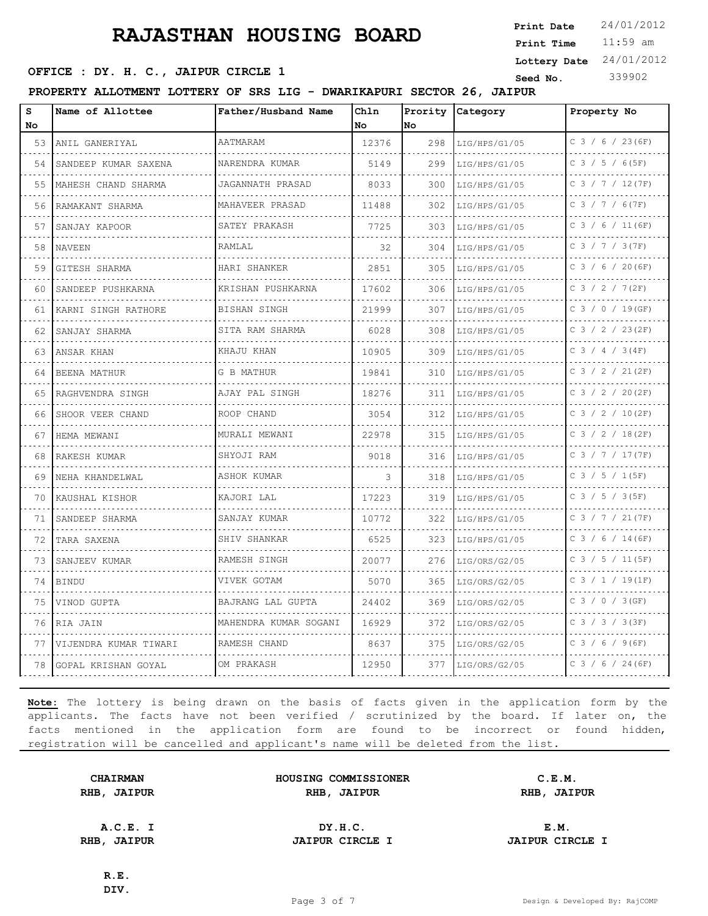# RAJASTHAN HOUSING BOARD

**Print Date** 24/01/2012
**Print Time** 11:59 am
**Lottery Date** 24/01/2012
**Seed No.** 339902

**OFFICE : DY. H. C., JAIPUR CIRCLE 1**

**PROPERTY ALLOTMENT LOTTERY OF SRS LIG - DWARIKAPURI SECTOR 26, JAIPUR**

| S No | Name of Allottee | Father/Husband Name | Chln No | Prority No | Category | Property No |
|---|---|---|---|---|---|---|
| 53 | ANIL GANERIYAL | AATMARAM | 12376 | 298 | LIG/HPS/G1/05 | C 3 / 6 / 23(6F) |
| 54 | SANDEEP KUMAR SAXENA | NARENDRA KUMAR | 5149 | 299 | LIG/HPS/G1/05 | C 3 / 5 / 6(5F) |
| 55 | MAHESH CHAND SHARMA | JAGANNATH PRASAD | 8033 | 300 | LIG/HPS/G1/05 | C 3 / 7 / 12(7F) |
| 56 | RAMAKANT SHARMA | MAHAVEER PRASAD | 11488 | 302 | LIG/HPS/G1/05 | C 3 / 7 / 6(7F) |
| 57 | SANJAY KAPOOR | SATEY PRAKASH | 7725 | 303 | LIG/HPS/G1/05 | C 3 / 6 / 11(6F) |
| 58 | NAVEEN | RAMLAL | 32 | 304 | LIG/HPS/G1/05 | C 3 / 7 / 3(7F) |
| 59 | GITESH SHARMA | HARI SHANKER | 2851 | 305 | LIG/HPS/G1/05 | C 3 / 6 / 20(6F) |
| 60 | SANDEEP PUSHKARNA | KRISHAN PUSHKARNA | 17602 | 306 | LIG/HPS/G1/05 | C 3 / 2 / 7(2F) |
| 61 | KARNI SINGH RATHORE | BISHAN SINGH | 21999 | 307 | LIG/HPS/G1/05 | C 3 / 0 / 19(GF) |
| 62 | SANJAY SHARMA | SITA RAM SHARMA | 6028 | 308 | LIG/HPS/G1/05 | C 3 / 2 / 23(2F) |
| 63 | ANSAR KHAN | KHAJU KHAN | 10905 | 309 | LIG/HPS/G1/05 | C 3 / 4 / 3(4F) |
| 64 | BEENA MATHUR | G B MATHUR | 19841 | 310 | LIG/HPS/G1/05 | C 3 / 2 / 21(2F) |
| 65 | RAGHVENDRA SINGH | AJAY PAL SINGH | 18276 | 311 | LIG/HPS/G1/05 | C 3 / 2 / 20(2F) |
| 66 | SHOOR VEER CHAND | ROOP CHAND | 3054 | 312 | LIG/HPS/G1/05 | C 3 / 2 / 10(2F) |
| 67 | HEMA MEWANI | MURALI MEWANI | 22978 | 315 | LIG/HPS/G1/05 | C 3 / 2 / 18(2F) |
| 68 | RAKESH KUMAR | SHYOJI RAM | 9018 | 316 | LIG/HPS/G1/05 | C 3 / 7 / 17(7F) |
| 69 | NEHA KHANDELWAL | ASHOK KUMAR | 3 | 318 | LIG/HPS/G1/05 | C 3 / 5 / 1(5F) |
| 70 | KAUSHAL KISHOR | KAJORI LAL | 17223 | 319 | LIG/HPS/G1/05 | C 3 / 5 / 3(5F) |
| 71 | SANDEEP SHARMA | SANJAY KUMAR | 10772 | 322 | LIG/HPS/G1/05 | C 3 / 7 / 21(7F) |
| 72 | TARA SAXENA | SHIV SHANKAR | 6525 | 323 | LIG/HPS/G1/05 | C 3 / 6 / 14(6F) |
| 73 | SANJEEV KUMAR | RAMESH SINGH | 20077 | 276 | LIG/ORS/G2/05 | C 3 / 5 / 11(5F) |
| 74 | BINDU | VIVEK GOTAM | 5070 | 365 | LIG/ORS/G2/05 | C 3 / 1 / 19(1F) |
| 75 | VINOD GUPTA | BAJRANG LAL GUPTA | 24402 | 369 | LIG/ORS/G2/05 | C 3 / 0 / 3(GF) |
| 76 | RIA JAIN | MAHENDRA KUMAR SOGANI | 16929 | 372 | LIG/ORS/G2/05 | C 3 / 3 / 3(3F) |
| 77 | VIJENDRA KUMAR TIWARI | RAMESH CHAND | 8637 | 375 | LIG/ORS/G2/05 | C 3 / 6 / 9(6F) |
| 78 | GOPAL KRISHAN GOYAL | OM PRAKASH | 12950 | 377 | LIG/ORS/G2/05 | C 3 / 6 / 24(6F) |

**Note:** The lottery is being drawn on the basis of facts given in the application form by the applicants. The facts have not been verified / scrutinized by the board. If later on, the facts mentioned in the application form are found to be incorrect or found hidden, registration will be cancelled and applicant's name will be deleted from the list.

| | | |
|---|---|---|
| **CHAIRMAN** **RHB, JAIPUR** | **HOUSING COMMISSIONER** **RHB, JAIPUR** | **C.E.M.** **RHB, JAIPUR** |
| **A.C.E. I** **RHB, JAIPUR** | **DY.H.C.** **JAIPUR CIRCLE I** | **E.M.** **JAIPUR CIRCLE I** |
| **R.E.** **DIV.** | | |

Design & Developed By: RajCOMP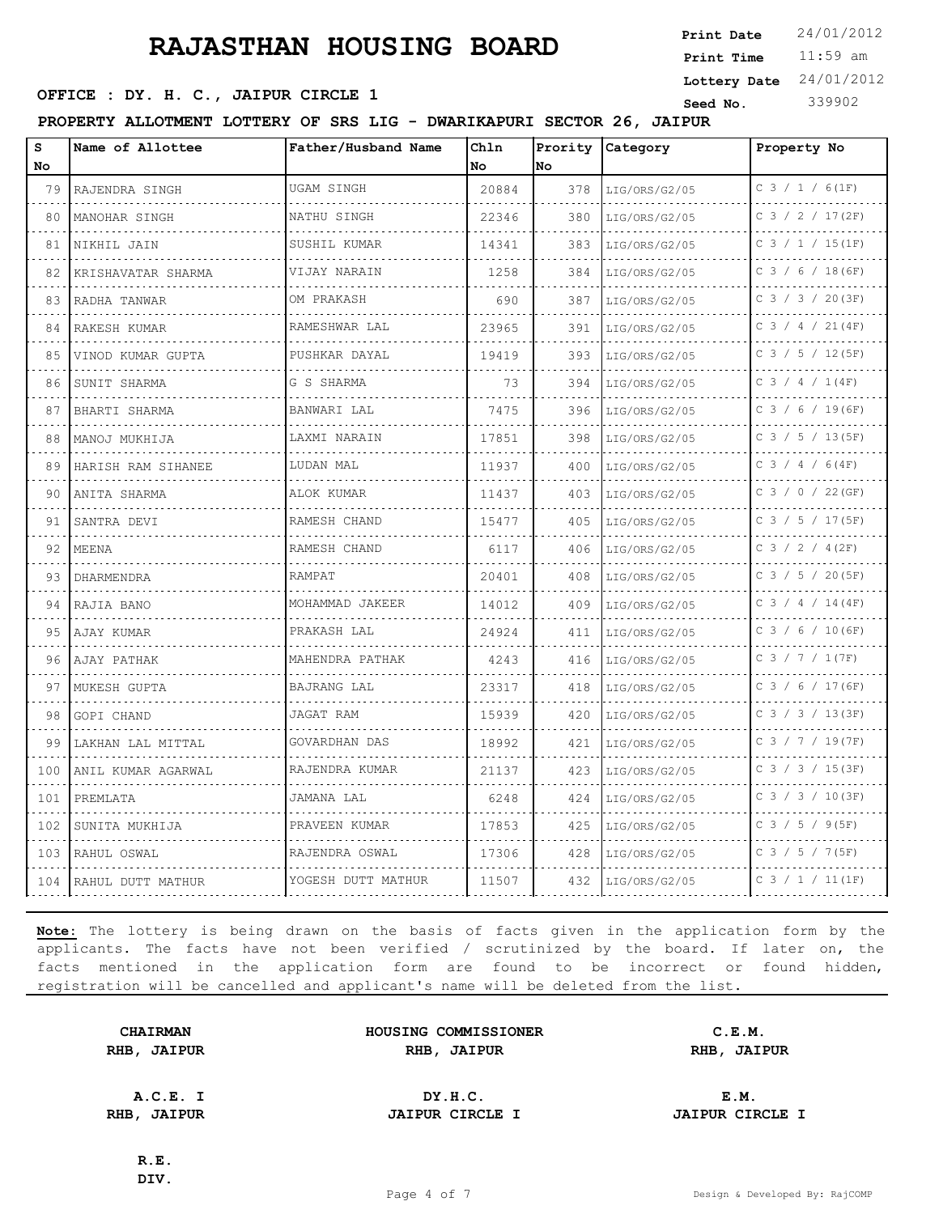# RAJASTHAN HOUSING BOARD

**Print Date** 24/01/2012
**Print Time** 11:59 am
**Lottery Date** 24/01/2012
**Seed No.** 339902

**OFFICE : DY. H. C., JAIPUR CIRCLE 1**

**PROPERTY ALLOTMENT LOTTERY OF SRS LIG - DWARIKAPURI SECTOR 26, JAIPUR**

| S No | Name of Allottee | Father/Husband Name | Chln No | Prority No | Category | Property No |
|---|---|---|---|---|---|---|
| 79 | RAJENDRA SINGH | UGAM SINGH | 20884 | 378 | LIG/ORS/G2/05 | C 3 / 1 / 6(1F) |
| 80 | MANOHAR SINGH | NATHU SINGH | 22346 | 380 | LIG/ORS/G2/05 | C 3 / 2 / 17(2F) |
| 81 | NIKHIL JAIN | SUSHIL KUMAR | 14341 | 383 | LIG/ORS/G2/05 | C 3 / 1 / 15(1F) |
| 82 | KRISHAVATAR SHARMA | VIJAY NARAIN | 1258 | 384 | LIG/ORS/G2/05 | C 3 / 6 / 18(6F) |
| 83 | RADHA TANWAR | OM PRAKASH | 690 | 387 | LIG/ORS/G2/05 | C 3 / 3 / 20(3F) |
| 84 | RAKESH KUMAR | RAMESHWAR LAL | 23965 | 391 | LIG/ORS/G2/05 | C 3 / 4 / 21(4F) |
| 85 | VINOD KUMAR GUPTA | PUSHKAR DAYAL | 19419 | 393 | LIG/ORS/G2/05 | C 3 / 5 / 12(5F) |
| 86 | SUNIT SHARMA | G S SHARMA | 73 | 394 | LIG/ORS/G2/05 | C 3 / 4 / 1(4F) |
| 87 | BHARTI SHARMA | BANWARI LAL | 7475 | 396 | LIG/ORS/G2/05 | C 3 / 6 / 19(6F) |
| 88 | MANOJ MUKHIJA | LAXMI NARAIN | 17851 | 398 | LIG/ORS/G2/05 | C 3 / 5 / 13(5F) |
| 89 | HARISH RAM SIHANEE | LUDAN MAL | 11937 | 400 | LIG/ORS/G2/05 | C 3 / 4 / 6(4F) |
| 90 | ANITA SHARMA | ALOK KUMAR | 11437 | 403 | LIG/ORS/G2/05 | C 3 / 0 / 22(GF) |
| 91 | SANTRA DEVI | RAMESH CHAND | 15477 | 405 | LIG/ORS/G2/05 | C 3 / 5 / 17(5F) |
| 92 | MEENA | RAMESH CHAND | 6117 | 406 | LIG/ORS/G2/05 | C 3 / 2 / 4(2F) |
| 93 | DHARMENDRA | RAMPAT | 20401 | 408 | LIG/ORS/G2/05 | C 3 / 5 / 20(5F) |
| 94 | RAJIA BANO | MOHAMMAD JAKEER | 14012 | 409 | LIG/ORS/G2/05 | C 3 / 4 / 14(4F) |
| 95 | AJAY KUMAR | PRAKASH LAL | 24924 | 411 | LIG/ORS/G2/05 | C 3 / 6 / 10(6F) |
| 96 | AJAY PATHAK | MAHENDRA PATHAK | 4243 | 416 | LIG/ORS/G2/05 | C 3 / 7 / 1(7F) |
| 97 | MUKESH GUPTA | BAJRANG LAL | 23317 | 418 | LIG/ORS/G2/05 | C 3 / 6 / 17(6F) |
| 98 | GOPI CHAND | JAGAT RAM | 15939 | 420 | LIG/ORS/G2/05 | C 3 / 3 / 13(3F) |
| 99 | LAKHAN LAL MITTAL | GOVARDHAN DAS | 18992 | 421 | LIG/ORS/G2/05 | C 3 / 7 / 19(7F) |
| 100 | ANIL KUMAR AGARWAL | RAJENDRA KUMAR | 21137 | 423 | LIG/ORS/G2/05 | C 3 / 3 / 15(3F) |
| 101 | PREMLATA | JAMANA LAL | 6248 | 424 | LIG/ORS/G2/05 | C 3 / 3 / 10(3F) |
| 102 | SUNITA MUKHIJA | PRAVEEN KUMAR | 17853 | 425 | LIG/ORS/G2/05 | C 3 / 5 / 9(5F) |
| 103 | RAHUL OSWAL | RAJENDRA OSWAL | 17306 | 428 | LIG/ORS/G2/05 | C 3 / 5 / 7(5F) |
| 104 | RAHUL DUTT MATHUR | YOGESH DUTT MATHUR | 11507 | 432 | LIG/ORS/G2/05 | C 3 / 1 / 11(1F) |

**Note:** The lottery is being drawn on the basis of facts given in the application form by the applicants. The facts have not been verified / scrutinized by the board. If later on, the facts mentioned in the application form are found to be incorrect or found hidden, registration will be cancelled and applicant's name will be deleted from the list.

| | | |
|---|---|---|
| **CHAIRMAN**<br>**RHB, JAIPUR** | **HOUSING COMMISSIONER**<br>**RHB, JAIPUR** | **C.E.M.**<br>**RHB, JAIPUR** |
| **A.C.E. I**<br>**RHB, JAIPUR** | **DY.H.C.**<br>**JAIPUR CIRCLE I** | **E.M.**<br>**JAIPUR CIRCLE I** |
| **R.E.**<br>**DIV.** | | |

Design & Developed By: RajCOMP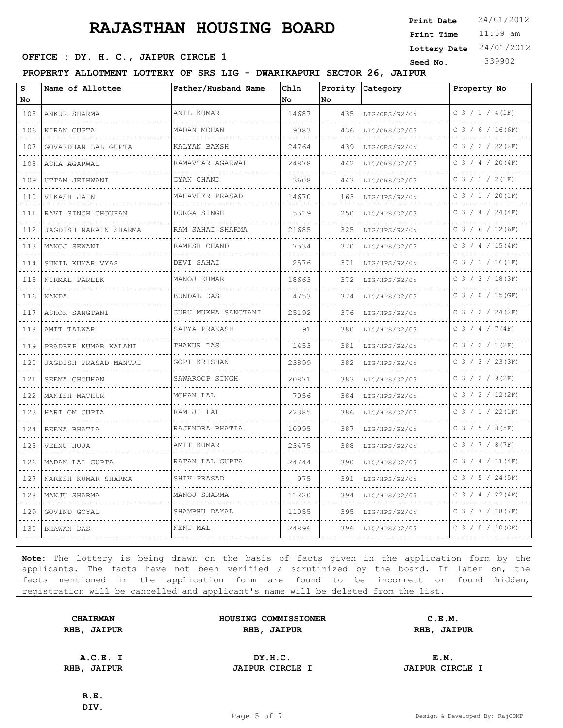# RAJASTHAN HOUSING BOARD

**Print Date** 24/01/2012
**Print Time** 11:59 am
**Lottery Date** 24/01/2012
**Seed No.** 339902

**OFFICE : DY. H. C., JAIPUR CIRCLE 1**

**PROPERTY ALLOTMENT LOTTERY OF SRS LIG - DWARIKAPURI SECTOR 26, JAIPUR**

| S No | Name of Allottee | Father/Husband Name | Chln No | Prority No | Category | Property No |
|---|---|---|---|---|---|---|
| 105 | ANKUR SHARMA | ANIL KUMAR | 14687 | 435 | LIG/ORS/G2/05 | C 3 / 1 / 4(1F) |
| 106 | KIRAN GUPTA | MADAN MOHAN | 9083 | 436 | LIG/ORS/G2/05 | C 3 / 6 / 16(6F) |
| 107 | GOVARDHAN LAL GUPTA | KALYAN BAKSH | 24764 | 439 | LIG/ORS/G2/05 | C 3 / 2 / 22(2F) |
| 108 | ASHA AGARWAL | RAMAVTAR AGARWAL | 24878 | 442 | LIG/ORS/G2/05 | C 3 / 4 / 20(4F) |
| 109 | UTTAM JETHWANI | GYAN CHAND | 3608 | 443 | LIG/ORS/G2/05 | C 3 / 1 / 2(1F) |
| 110 | VIKASH JAIN | MAHAVEER PRASAD | 14670 | 163 | LIG/HPS/G2/05 | C 3 / 1 / 20(1F) |
| 111 | RAVI SINGH CHOUHAN | DURGA SINGH | 5519 | 250 | LIG/HPS/G2/05 | C 3 / 4 / 24(4F) |
| 112 | JAGDISH NARAIN SHARMA | RAM SAHAI SHARMA | 21685 | 325 | LIG/HPS/G2/05 | C 3 / 6 / 12(6F) |
| 113 | MANOJ SEWANI | RAMESH CHAND | 7534 | 370 | LIG/HPS/G2/05 | C 3 / 4 / 15(4F) |
| 114 | SUNIL KUMAR VYAS | DEVI SAHAI | 2576 | 371 | LIG/HPS/G2/05 | C 3 / 1 / 16(1F) |
| 115 | NIRMAL PAREEK | MANOJ KUMAR | 18663 | 372 | LIG/HPS/G2/05 | C 3 / 3 / 18(3F) |
| 116 | NANDA | BUNDAL DAS | 4753 | 374 | LIG/HPS/G2/05 | C 3 / 0 / 15(GF) |
| 117 | ASHOK SANGTANI | GURU MUKHA SANGTANI | 25192 | 376 | LIG/HPS/G2/05 | C 3 / 2 / 24(2F) |
| 118 | AMIT TALWAR | SATYA PRAKASH | 91 | 380 | LIG/HPS/G2/05 | C 3 / 4 / 7(4F) |
| 119 | PRADEEP KUMAR KALANI | THAKUR DAS | 1453 | 381 | LIG/HPS/G2/05 | C 3 / 2 / 1(2F) |
| 120 | JAGDISH PRASAD MANTRI | GOPI KRISHAN | 23899 | 382 | LIG/HPS/G2/05 | C 3 / 3 / 23(3F) |
| 121 | SEEMA CHOUHAN | SAWAROOP SINGH | 20871 | 383 | LIG/HPS/G2/05 | C 3 / 2 / 9(2F) |
| 122 | MANISH MATHUR | MOHAN LAL | 7056 | 384 | LIG/HPS/G2/05 | C 3 / 2 / 12(2F) |
| 123 | HARI OM GUPTA | RAM JI LAL | 22385 | 386 | LIG/HPS/G2/05 | C 3 / 1 / 22(1F) |
| 124 | BEENA BHATIA | RAJENDRA BHATIA | 10995 | 387 | LIG/HPS/G2/05 | C 3 / 5 / 8(5F) |
| 125 | VEENU HUJA | AMIT KUMAR | 23475 | 388 | LIG/HPS/G2/05 | C 3 / 7 / 8(7F) |
| 126 | MADAN LAL GUPTA | RATAN LAL GUPTA | 24744 | 390 | LIG/HPS/G2/05 | C 3 / 4 / 11(4F) |
| 127 | NARESH KUMAR SHARMA | SHIV PRASAD | 975 | 391 | LIG/HPS/G2/05 | C 3 / 5 / 24(5F) |
| 128 | MANJU SHARMA | MANOJ SHARMA | 11220 | 394 | LIG/HPS/G2/05 | C 3 / 4 / 22(4F) |
| 129 | GOVIND GOYAL | SHAMBHU DAYAL | 11055 | 395 | LIG/HPS/G2/05 | C 3 / 7 / 18(7F) |
| 130 | BHAWAN DAS | NENU MAL | 24896 | 396 | LIG/HPS/G2/05 | C 3 / 0 / 10(GF) |

**Note:** The lottery is being drawn on the basis of facts given in the application form by the applicants. The facts have not been verified / scrutinized by the board. If later on, the facts mentioned in the application form are found to be incorrect or found hidden, registration will be cancelled and applicant's name will be deleted from the list.

| | | |
|---|---|---|
| **CHAIRMAN** **RHB, JAIPUR** | **HOUSING COMMISSIONER** **RHB, JAIPUR** | **C.E.M.** **RHB, JAIPUR** |
| **A.C.E. I** **RHB, JAIPUR** | **DY.H.C.** **JAIPUR CIRCLE I** | **E.M.** **JAIPUR CIRCLE I** |
| **R.E.** **DIV.** | | |

Design & Developed By: RajCOMP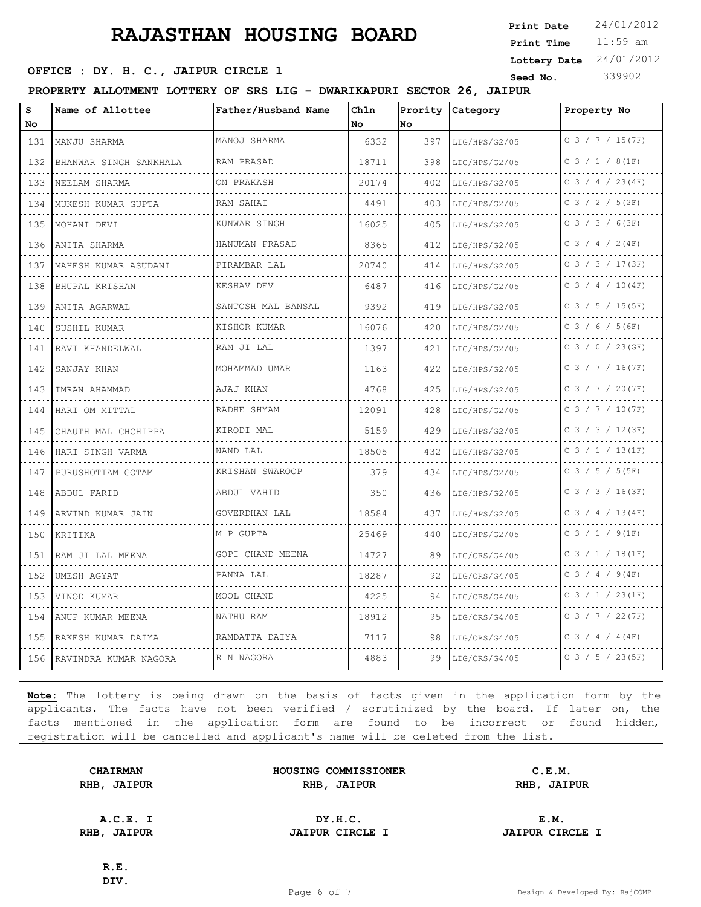# RAJASTHAN HOUSING BOARD

**Print Date** 24/01/2012
**Print Time** 11:59 am
**Lottery Date** 24/01/2012
**Seed No.** 339902

**OFFICE : DY. H. C., JAIPUR CIRCLE 1**

**PROPERTY ALLOTMENT LOTTERY OF SRS LIG - DWARIKAPURI SECTOR 26, JAIPUR**

| S No | Name of Allottee | Father/Husband Name | Chln No | Prority No | Category | Property No |
|---|---|---|---|---|---|---|
| 131 | MANJU SHARMA | MANOJ SHARMA | 6332 | 397 | LIG/HPS/G2/05 | C 3 / 7 / 15(7F) |
| 132 | BHANWAR SINGH SANKHALA | RAM PRASAD | 18711 | 398 | LIG/HPS/G2/05 | C 3 / 1 / 8(1F) |
| 133 | NEELAM SHARMA | OM PRAKASH | 20174 | 402 | LIG/HPS/G2/05 | C 3 / 4 / 23(4F) |
| 134 | MUKESH KUMAR GUPTA | RAM SAHAI | 4491 | 403 | LIG/HPS/G2/05 | C 3 / 2 / 5(2F) |
| 135 | MOHANI DEVI | KUNWAR SINGH | 16025 | 405 | LIG/HPS/G2/05 | C 3 / 3 / 6(3F) |
| 136 | ANITA SHARMA | HANUMAN PRASAD | 8365 | 412 | LIG/HPS/G2/05 | C 3 / 4 / 2(4F) |
| 137 | MAHESH KUMAR ASUDANI | PIRAMBAR LAL | 20740 | 414 | LIG/HPS/G2/05 | C 3 / 3 / 17(3F) |
| 138 | BHUPAL KRISHAN | KESHAV DEV | 6487 | 416 | LIG/HPS/G2/05 | C 3 / 4 / 10(4F) |
| 139 | ANITA AGARWAL | SANTOSH MAL BANSAL | 9392 | 419 | LIG/HPS/G2/05 | C 3 / 5 / 15(5F) |
| 140 | SUSHIL KUMAR | KISHOR KUMAR | 16076 | 420 | LIG/HPS/G2/05 | C 3 / 6 / 5(6F) |
| 141 | RAVI KHANDELWAL | RAM JI LAL | 1397 | 421 | LIG/HPS/G2/05 | C 3 / 0 / 23(GF) |
| 142 | SANJAY KHAN | MOHAMMAD UMAR | 1163 | 422 | LIG/HPS/G2/05 | C 3 / 7 / 16(7F) |
| 143 | IMRAN AHAMMAD | AJAJ KHAN | 4768 | 425 | LIG/HPS/G2/05 | C 3 / 7 / 20(7F) |
| 144 | HARI OM MITTAL | RADHE SHYAM | 12091 | 428 | LIG/HPS/G2/05 | C 3 / 7 / 10(7F) |
| 145 | CHAUTH MAL CHCHIPPA | KIRODI MAL | 5159 | 429 | LIG/HPS/G2/05 | C 3 / 3 / 12(3F) |
| 146 | HARI SINGH VARMA | NAND LAL | 18505 | 432 | LIG/HPS/G2/05 | C 3 / 1 / 13(1F) |
| 147 | PURUSHOTTAM GOTAM | KRISHAN SWAROOP | 379 | 434 | LIG/HPS/G2/05 | C 3 / 5 / 5(5F) |
| 148 | ABDUL FARID | ABDUL VAHID | 350 | 436 | LIG/HPS/G2/05 | C 3 / 3 / 16(3F) |
| 149 | ARVIND KUMAR JAIN | GOVERDHAN LAL | 18584 | 437 | LIG/HPS/G2/05 | C 3 / 4 / 13(4F) |
| 150 | KRITIKA | M P GUPTA | 25469 | 440 | LIG/HPS/G2/05 | C 3 / 1 / 9(1F) |
| 151 | RAM JI LAL MEENA | GOPI CHAND MEENA | 14727 | 89 | LIG/ORS/G4/05 | C 3 / 1 / 18(1F) |
| 152 | UMESH AGYAT | PANNA LAL | 18287 | 92 | LIG/ORS/G4/05 | C 3 / 4 / 9(4F) |
| 153 | VINOD KUMAR | MOOL CHAND | 4225 | 94 | LIG/ORS/G4/05 | C 3 / 1 / 23(1F) |
| 154 | ANUP KUMAR MEENA | NATHU RAM | 18912 | 95 | LIG/ORS/G4/05 | C 3 / 7 / 22(7F) |
| 155 | RAKESH KUMAR DAIYA | RAMDATTA DAIYA | 7117 | 98 | LIG/ORS/G4/05 | C 3 / 4 / 4(4F) |
| 156 | RAVINDRA KUMAR NAGORA | R N NAGORA | 4883 | 99 | LIG/ORS/G4/05 | C 3 / 5 / 23(5F) |

**Note:** The lottery is being drawn on the basis of facts given in the application form by the applicants. The facts have not been verified / scrutinized by the board. If later on, the facts mentioned in the application form are found to be incorrect or found hidden, registration will be cancelled and applicant's name will be deleted from the list.

| | | |
|---|---|---|
| **CHAIRMAN RHB, JAIPUR** | **HOUSING COMMISSIONER RHB, JAIPUR** | **C.E.M. RHB, JAIPUR** |
| **A.C.E. I RHB, JAIPUR** | **DY.H.C. JAIPUR CIRCLE I** | **E.M. JAIPUR CIRCLE I** |
| **R.E. DIV.** | | |

Design & Developed By: RajCOMP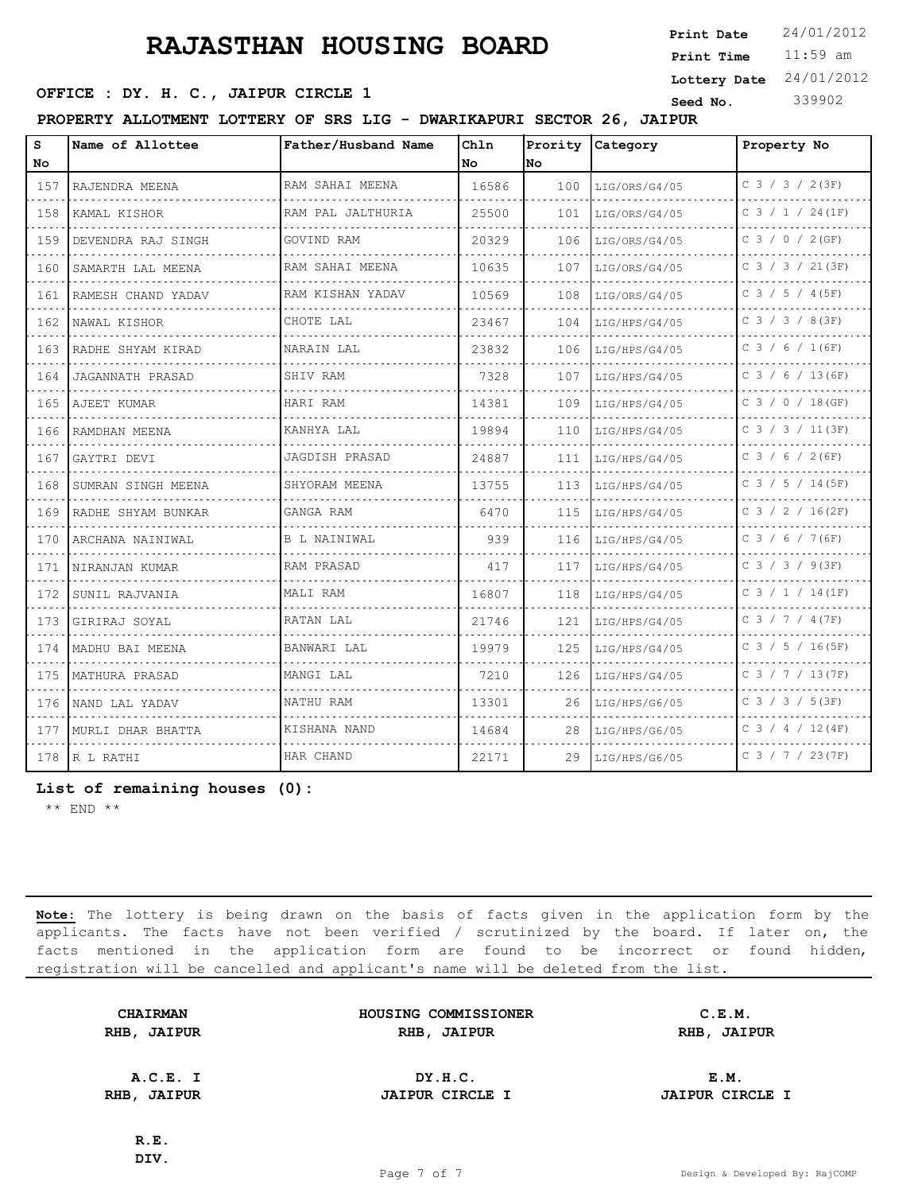# RAJASTHAN HOUSING BOARD

**Print Date** 24/01/2012
**Print Time** 11:59 am
**Lottery Date** 24/01/2012
**Seed No.** 339902

**OFFICE : DY. H. C., JAIPUR CIRCLE 1**

**PROPERTY ALLOTMENT LOTTERY OF SRS LIG - DWARIKAPURI SECTOR 26, JAIPUR**

| S No | Name of Allottee | Father/Husband Name | Chln No | Prority No | Category | Property No |
|---|---|---|---|---|---|---|
| 157 | RAJENDRA MEENA | RAM SAHAI MEENA | 16586 | 100 | LIG/ORS/G4/05 | C 3 / 3 / 2(3F) |
| 158 | KAMAL KISHOR | RAM PAL JALTHURIA | 25500 | 101 | LIG/ORS/G4/05 | C 3 / 1 / 24(1F) |
| 159 | DEVENDRA RAJ SINGH | GOVIND RAM | 20329 | 106 | LIG/ORS/G4/05 | C 3 / 0 / 2(GF) |
| 160 | SAMARTH LAL MEENA | RAM SAHAI MEENA | 10635 | 107 | LIG/ORS/G4/05 | C 3 / 3 / 21(3F) |
| 161 | RAMESH CHAND YADAV | RAM KISHAN YADAV | 10569 | 108 | LIG/ORS/G4/05 | C 3 / 5 / 4(5F) |
| 162 | NAWAL KISHOR | CHOTE LAL | 23467 | 104 | LIG/HPS/G4/05 | C 3 / 3 / 8(3F) |
| 163 | RADHE SHYAM KIRAD | NARAIN LAL | 23832 | 106 | LIG/HPS/G4/05 | C 3 / 6 / 1(6F) |
| 164 | JAGANNATH PRASAD | SHIV RAM | 7328 | 107 | LIG/HPS/G4/05 | C 3 / 6 / 13(6F) |
| 165 | AJEET KUMAR | HARI RAM | 14381 | 109 | LIG/HPS/G4/05 | C 3 / 0 / 18(GF) |
| 166 | RAMDHAN MEENA | KANHYA LAL | 19894 | 110 | LIG/HPS/G4/05 | C 3 / 3 / 11(3F) |
| 167 | GAYTRI DEVI | JAGDISH PRASAD | 24887 | 111 | LIG/HPS/G4/05 | C 3 / 6 / 2(6F) |
| 168 | SUMRAN SINGH MEENA | SHYORAM MEENA | 13755 | 113 | LIG/HPS/G4/05 | C 3 / 5 / 14(5F) |
| 169 | RADHE SHYAM BUNKAR | GANGA RAM | 6470 | 115 | LIG/HPS/G4/05 | C 3 / 2 / 16(2F) |
| 170 | ARCHANA NAINIWAL | B L NAINIWAL | 939 | 116 | LIG/HPS/G4/05 | C 3 / 6 / 7(6F) |
| 171 | NIRANJAN KUMAR | RAM PRASAD | 417 | 117 | LIG/HPS/G4/05 | C 3 / 3 / 9(3F) |
| 172 | SUNIL RAJVANIA | MALI RAM | 16807 | 118 | LIG/HPS/G4/05 | C 3 / 1 / 14(1F) |
| 173 | GIRIRAJ SOYAL | RATAN LAL | 21746 | 121 | LIG/HPS/G4/05 | C 3 / 7 / 4(7F) |
| 174 | MADHU BAI MEENA | BANWARI LAL | 19979 | 125 | LIG/HPS/G4/05 | C 3 / 5 / 16(5F) |
| 175 | MATHURA PRASAD | MANGI LAL | 7210 | 126 | LIG/HPS/G4/05 | C 3 / 7 / 13(7F) |
| 176 | NAND LAL YADAV | NATHU RAM | 13301 | 26 | LIG/HPS/G6/05 | C 3 / 3 / 5(3F) |
| 177 | MURLI DHAR BHATTA | KISHANA NAND | 14684 | 28 | LIG/HPS/G6/05 | C 3 / 4 / 12(4F) |
| 178 | R L RATHI | HAR CHAND | 22171 | 29 | LIG/HPS/G6/05 | C 3 / 7 / 23(7F) |

**List of remaining houses (0):**

** END **

**Note:** The lottery is being drawn on the basis of facts given in the application form by the applicants. The facts have not been verified / scrutinized by the board. If later on, the facts mentioned in the application form are found to be incorrect or found hidden, registration will be cancelled and applicant's name will be deleted from the list.

**CHAIRMAN**
**RHB, JAIPUR**

**HOUSING COMMISSIONER**
**RHB, JAIPUR**

**C.E.M.**
**RHB, JAIPUR**

**A.C.E. I**
**RHB, JAIPUR**

**DY.H.C.**
**JAIPUR CIRCLE I**

**E.M.**
**JAIPUR CIRCLE I**

**R.E.**
**DIV.**

Design & Developed By: RajCOMP